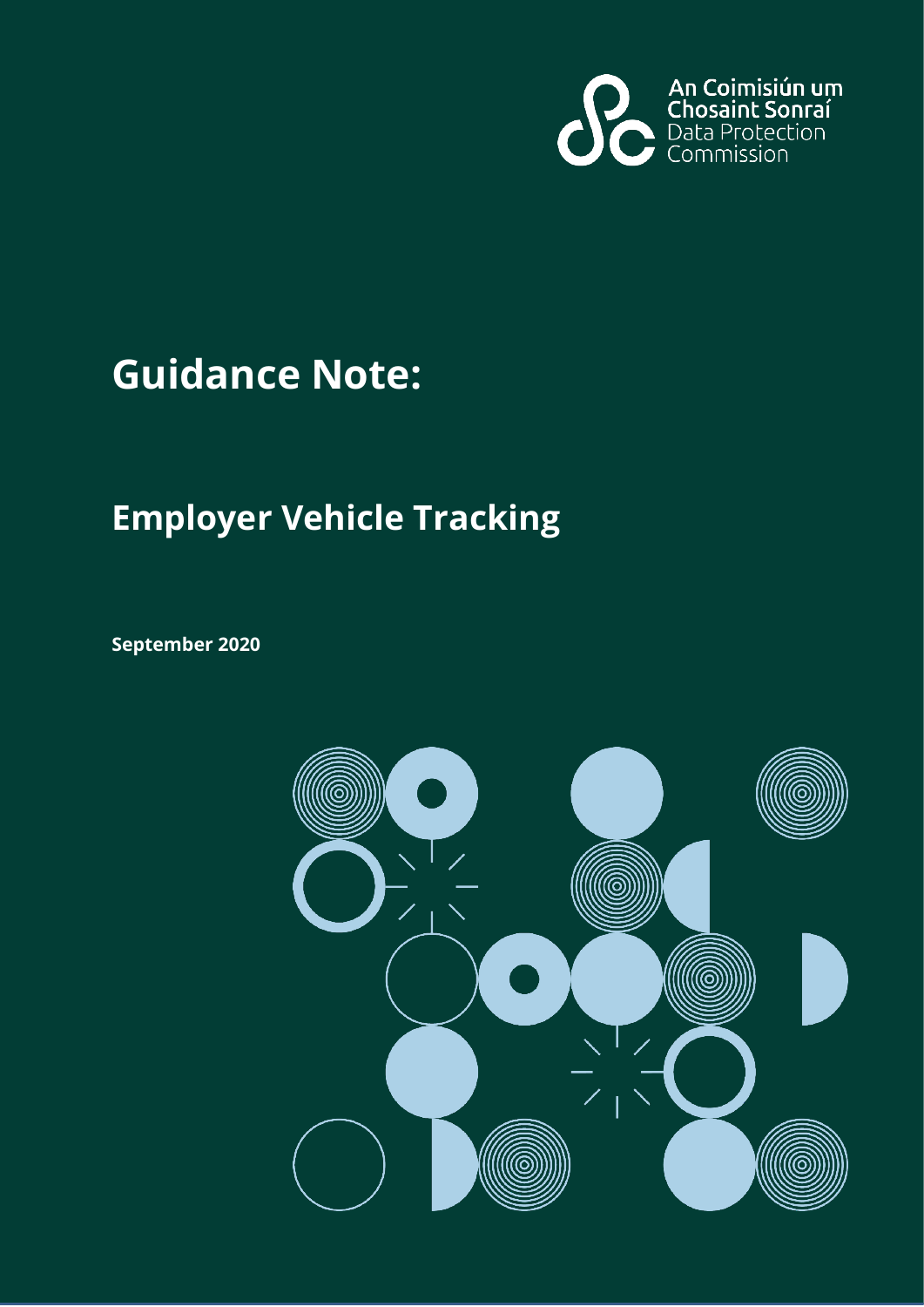An Coimisiún um Chosaint Sonraí
Data Protection Commission

# Guidance Note:

## Employer Vehicle Tracking

**September 2020**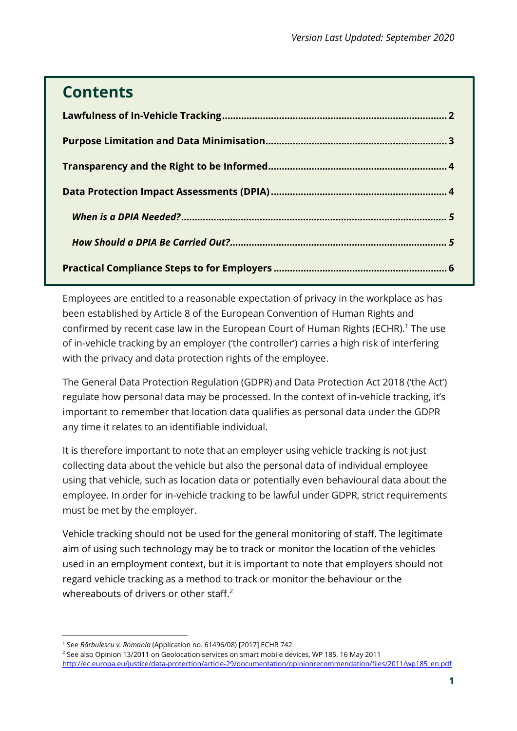Version Last Updated: September 2020

## Contents

**Lawfulness of In-Vehicle Tracking** .......... 2

**Purpose Limitation and Data Minimisation** .......... 3

**Transparency and the Right to be Informed** .......... 4

**Data Protection Impact Assessments (DPIA)** .......... 4

*When is a DPIA Needed?* .......... 5

*How Should a DPIA Be Carried Out?* .......... 5

**Practical Compliance Steps to for Employers** .......... 6

Employees are entitled to a reasonable expectation of privacy in the workplace as has been established by Article 8 of the European Convention of Human Rights and confirmed by recent case law in the European Court of Human Rights (ECHR).[1] The use of in-vehicle tracking by an employer ('the controller') carries a high risk of interfering with the privacy and data protection rights of the employee.

The General Data Protection Regulation (GDPR) and Data Protection Act 2018 ('the Act') regulate how personal data may be processed. In the context of in-vehicle tracking, it's important to remember that location data qualifies as personal data under the GDPR any time it relates to an identifiable individual.

It is therefore important to note that an employer using vehicle tracking is not just collecting data about the vehicle but also the personal data of individual employee using that vehicle, such as location data or potentially even behavioural data about the employee. In order for in-vehicle tracking to be lawful under GDPR, strict requirements must be met by the employer.

Vehicle tracking should not be used for the general monitoring of staff. The legitimate aim of using such technology may be to track or monitor the location of the vehicles used in an employment context, but it is important to note that employers should not regard vehicle tracking as a method to track or monitor the behaviour or the whereabouts of drivers or other staff.[2]

---

[1] See *Bărbulescu v. Romania* (Application no. 61496/08) [2017] ECHR 742

[2] See also Opinion 13/2011 on Geolocation services on smart mobile devices, WP 185, 16 May 2011 http://ec.europa.eu/justice/data-protection/article-29/documentation/opinionrecommendation/files/2011/wp185_en.pdf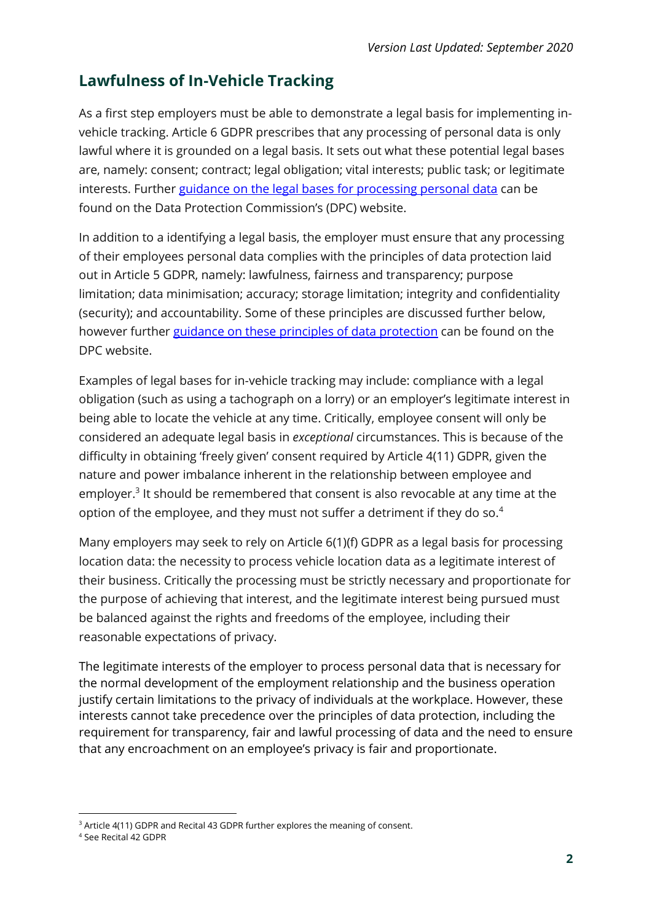## Lawfulness of In-Vehicle Tracking

As a first step employers must be able to demonstrate a legal basis for implementing in-vehicle tracking. Article 6 GDPR prescribes that any processing of personal data is only lawful where it is grounded on a legal basis. It sets out what these potential legal bases are, namely: consent; contract; legal obligation; vital interests; public task; or legitimate interests. Further [guidance on the legal bases for processing personal data]() can be found on the Data Protection Commission's (DPC) website.

In addition to a identifying a legal basis, the employer must ensure that any processing of their employees personal data complies with the principles of data protection laid out in Article 5 GDPR, namely: lawfulness, fairness and transparency; purpose limitation; data minimisation; accuracy; storage limitation; integrity and confidentiality (security); and accountability. Some of these principles are discussed further below, however further [guidance on these principles of data protection]() can be found on the DPC website.

Examples of legal bases for in-vehicle tracking may include: compliance with a legal obligation (such as using a tachograph on a lorry) or an employer's legitimate interest in being able to locate the vehicle at any time. Critically, employee consent will only be considered an adequate legal basis in *exceptional* circumstances. This is because of the difficulty in obtaining 'freely given' consent required by Article 4(11) GDPR, given the nature and power imbalance inherent in the relationship between employee and employer.[3] It should be remembered that consent is also revocable at any time at the option of the employee, and they must not suffer a detriment if they do so.[4]

Many employers may seek to rely on Article 6(1)(f) GDPR as a legal basis for processing location data: the necessity to process vehicle location data as a legitimate interest of their business. Critically the processing must be strictly necessary and proportionate for the purpose of achieving that interest, and the legitimate interest being pursued must be balanced against the rights and freedoms of the employee, including their reasonable expectations of privacy.

The legitimate interests of the employer to process personal data that is necessary for the normal development of the employment relationship and the business operation justify certain limitations to the privacy of individuals at the workplace. However, these interests cannot take precedence over the principles of data protection, including the requirement for transparency, fair and lawful processing of data and the need to ensure that any encroachment on an employee's privacy is fair and proportionate.

[3] Article 4(11) GDPR and Recital 43 GDPR further explores the meaning of consent.

[4] See Recital 42 GDPR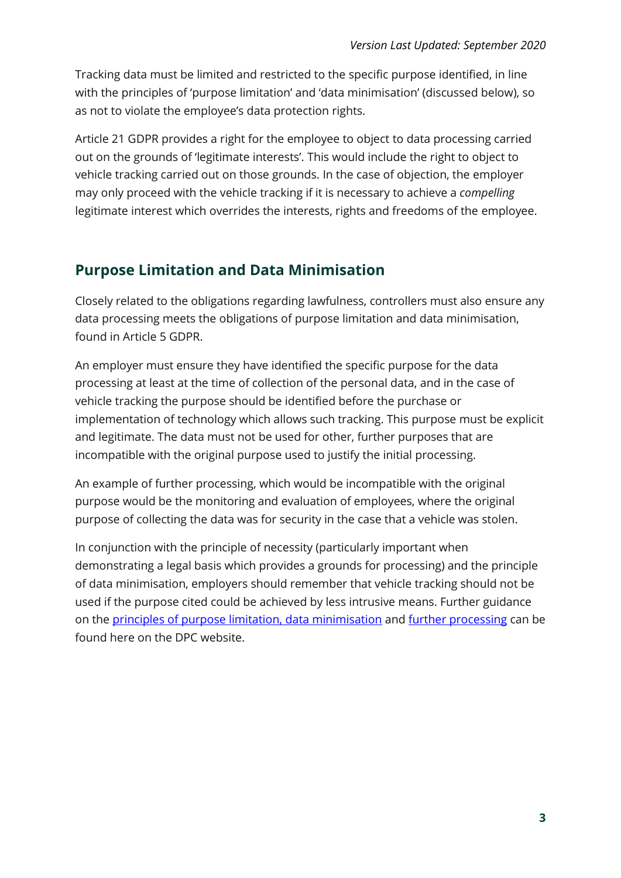Tracking data must be limited and restricted to the specific purpose identified, in line with the principles of 'purpose limitation' and 'data minimisation' (discussed below), so as not to violate the employee's data protection rights.

Article 21 GDPR provides a right for the employee to object to data processing carried out on the grounds of 'legitimate interests'. This would include the right to object to vehicle tracking carried out on those grounds. In the case of objection, the employer may only proceed with the vehicle tracking if it is necessary to achieve a *compelling* legitimate interest which overrides the interests, rights and freedoms of the employee.

## Purpose Limitation and Data Minimisation

Closely related to the obligations regarding lawfulness, controllers must also ensure any data processing meets the obligations of purpose limitation and data minimisation, found in Article 5 GDPR.

An employer must ensure they have identified the specific purpose for the data processing at least at the time of collection of the personal data, and in the case of vehicle tracking the purpose should be identified before the purchase or implementation of technology which allows such tracking. This purpose must be explicit and legitimate. The data must not be used for other, further purposes that are incompatible with the original purpose used to justify the initial processing.

An example of further processing, which would be incompatible with the original purpose would be the monitoring and evaluation of employees, where the original purpose of collecting the data was for security in the case that a vehicle was stolen.

In conjunction with the principle of necessity (particularly important when demonstrating a legal basis which provides a grounds for processing) and the principle of data minimisation, employers should remember that vehicle tracking should not be used if the purpose cited could be achieved by less intrusive means. Further guidance on the principles of purpose limitation, data minimisation and further processing can be found here on the DPC website.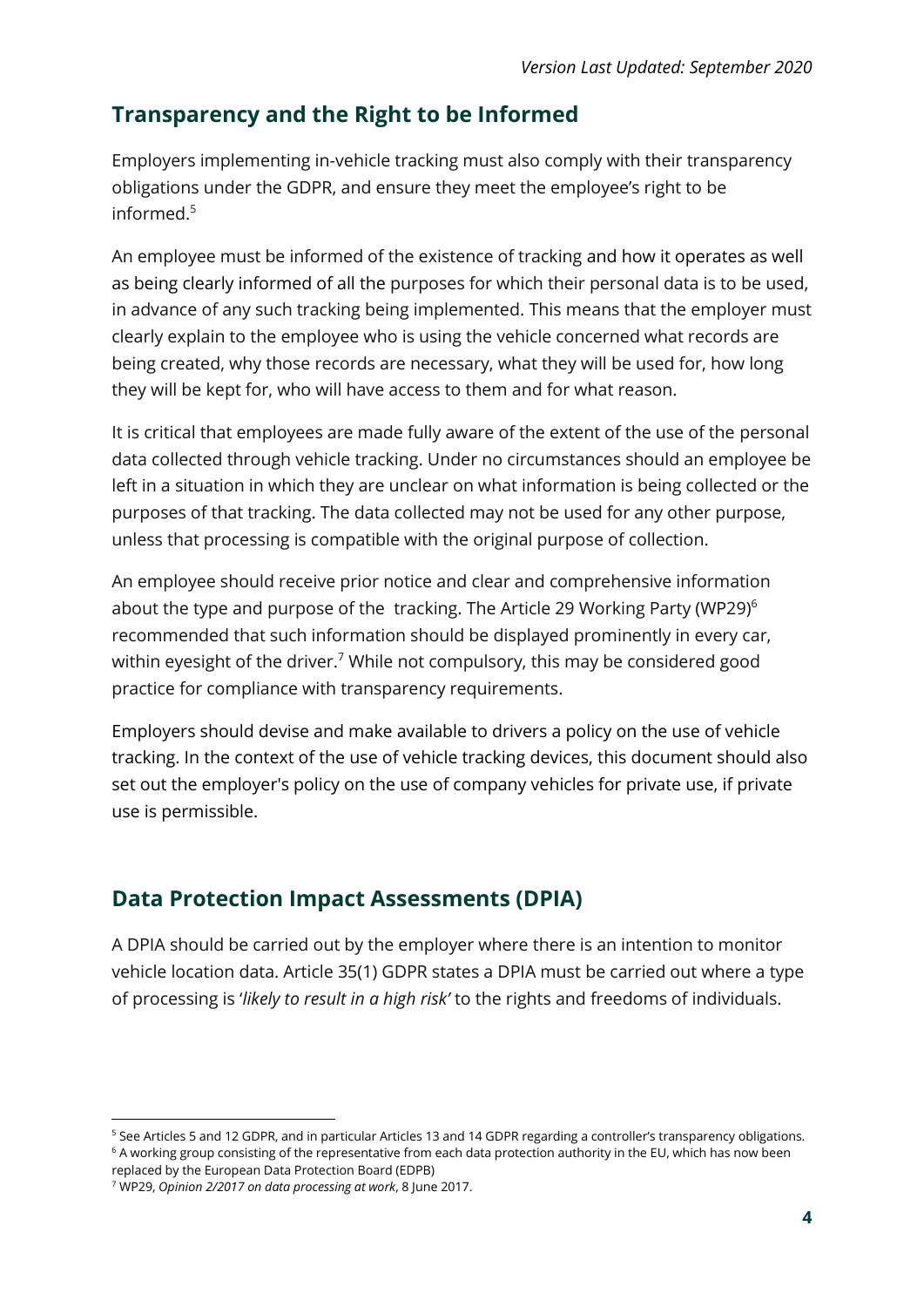## Transparency and the Right to be Informed

Employers implementing in-vehicle tracking must also comply with their transparency obligations under the GDPR, and ensure they meet the employee's right to be informed.[5]

An employee must be informed of the existence of tracking and how it operates as well as being clearly informed of all the purposes for which their personal data is to be used, in advance of any such tracking being implemented. This means that the employer must clearly explain to the employee who is using the vehicle concerned what records are being created, why those records are necessary, what they will be used for, how long they will be kept for, who will have access to them and for what reason.

It is critical that employees are made fully aware of the extent of the use of the personal data collected through vehicle tracking. Under no circumstances should an employee be left in a situation in which they are unclear on what information is being collected or the purposes of that tracking. The data collected may not be used for any other purpose, unless that processing is compatible with the original purpose of collection.

An employee should receive prior notice and clear and comprehensive information about the type and purpose of the tracking. The Article 29 Working Party (WP29)[6] recommended that such information should be displayed prominently in every car, within eyesight of the driver.[7] While not compulsory, this may be considered good practice for compliance with transparency requirements.

Employers should devise and make available to drivers a policy on the use of vehicle tracking. In the context of the use of vehicle tracking devices, this document should also set out the employer's policy on the use of company vehicles for private use, if private use is permissible.

## Data Protection Impact Assessments (DPIA)

A DPIA should be carried out by the employer where there is an intention to monitor vehicle location data. Article 35(1) GDPR states a DPIA must be carried out where a type of processing is '*likely to result in a high risk'* to the rights and freedoms of individuals.

---

[5] See Articles 5 and 12 GDPR, and in particular Articles 13 and 14 GDPR regarding a controller's transparency obligations.

[6] A working group consisting of the representative from each data protection authority in the EU, which has now been replaced by the European Data Protection Board (EDPB)

[7] WP29, *Opinion 2/2017 on data processing at work*, 8 June 2017.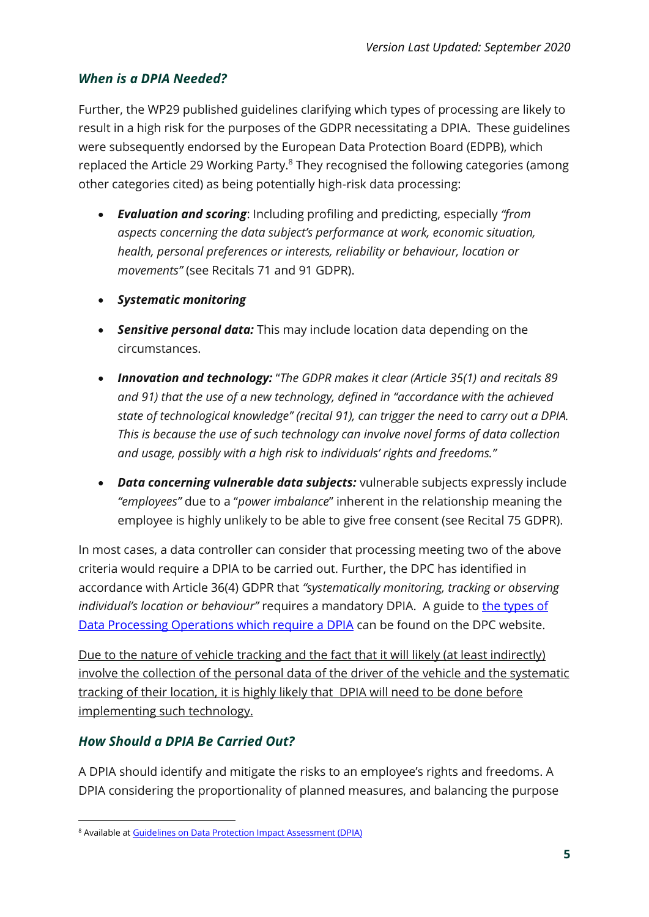### *When is a DPIA Needed?*

Further, the WP29 published guidelines clarifying which types of processing are likely to result in a high risk for the purposes of the GDPR necessitating a DPIA. These guidelines were subsequently endorsed by the European Data Protection Board (EDPB), which replaced the Article 29 Working Party.[8] They recognised the following categories (among other categories cited) as being potentially high-risk data processing:

- ***Evaluation and scoring***: Including profiling and predicting, especially *"from aspects concerning the data subject's performance at work, economic situation, health, personal preferences or interests, reliability or behaviour, location or movements"* (see Recitals 71 and 91 GDPR).
- ***Systematic monitoring***
- ***Sensitive personal data:*** This may include location data depending on the circumstances.
- ***Innovation and technology:*** "*The GDPR makes it clear (Article 35(1) and recitals 89 and 91) that the use of a new technology, defined in "accordance with the achieved state of technological knowledge" (recital 91), can trigger the need to carry out a DPIA. This is because the use of such technology can involve novel forms of data collection and usage, possibly with a high risk to individuals' rights and freedoms."*
- ***Data concerning vulnerable data subjects:*** vulnerable subjects expressly include *"employees"* due to a "*power imbalance*" inherent in the relationship meaning the employee is highly unlikely to be able to give free consent (see Recital 75 GDPR).

In most cases, a data controller can consider that processing meeting two of the above criteria would require a DPIA to be carried out. Further, the DPC has identified in accordance with Article 36(4) GDPR that *"systematically monitoring, tracking or observing individual's location or behaviour"* requires a mandatory DPIA. A guide to [the types of Data Processing Operations which require a DPIA]() can be found on the DPC website.

Due to the nature of vehicle tracking and the fact that it will likely (at least indirectly) involve the collection of the personal data of the driver of the vehicle and the systematic tracking of their location, it is highly likely that DPIA will need to be done before implementing such technology.

### *How Should a DPIA Be Carried Out?*

A DPIA should identify and mitigate the risks to an employee's rights and freedoms. A DPIA considering the proportionality of planned measures, and balancing the purpose

[8] Available at [Guidelines on Data Protection Impact Assessment (DPIA)]()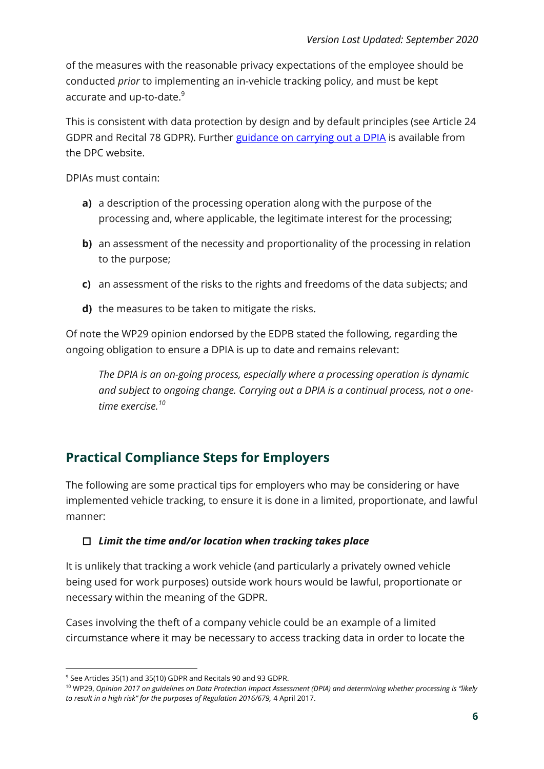of the measures with the reasonable privacy expectations of the employee should be conducted *prior* to implementing an in-vehicle tracking policy, and must be kept accurate and up-to-date.[9]

This is consistent with data protection by design and by default principles (see Article 24 GDPR and Recital 78 GDPR). Further [guidance on carrying out a DPIA]() is available from the DPC website.

DPIAs must contain:

**a)** a description of the processing operation along with the purpose of the processing and, where applicable, the legitimate interest for the processing;

**b)** an assessment of the necessity and proportionality of the processing in relation to the purpose;

**c)** an assessment of the risks to the rights and freedoms of the data subjects; and

**d)** the measures to be taken to mitigate the risks.

Of note the WP29 opinion endorsed by the EDPB stated the following, regarding the ongoing obligation to ensure a DPIA is up to date and remains relevant:

> *The DPIA is an on-going process, especially where a processing operation is dynamic and subject to ongoing change. Carrying out a DPIA is a continual process, not a one-time exercise.*[10]

## Practical Compliance Steps for Employers

The following are some practical tips for employers who may be considering or have implemented vehicle tracking, to ensure it is done in a limited, proportionate, and lawful manner:

- [ ] ***Limit the time and/or location when tracking takes place***

It is unlikely that tracking a work vehicle (and particularly a privately owned vehicle being used for work purposes) outside work hours would be lawful, proportionate or necessary within the meaning of the GDPR.

Cases involving the theft of a company vehicle could be an example of a limited circumstance where it may be necessary to access tracking data in order to locate the

---

[9] See Articles 35(1) and 35(10) GDPR and Recitals 90 and 93 GDPR.

[10] WP29, *Opinion 2017 on guidelines on Data Protection Impact Assessment (DPIA) and determining whether processing is "likely to result in a high risk" for the purposes of Regulation 2016/679,* 4 April 2017.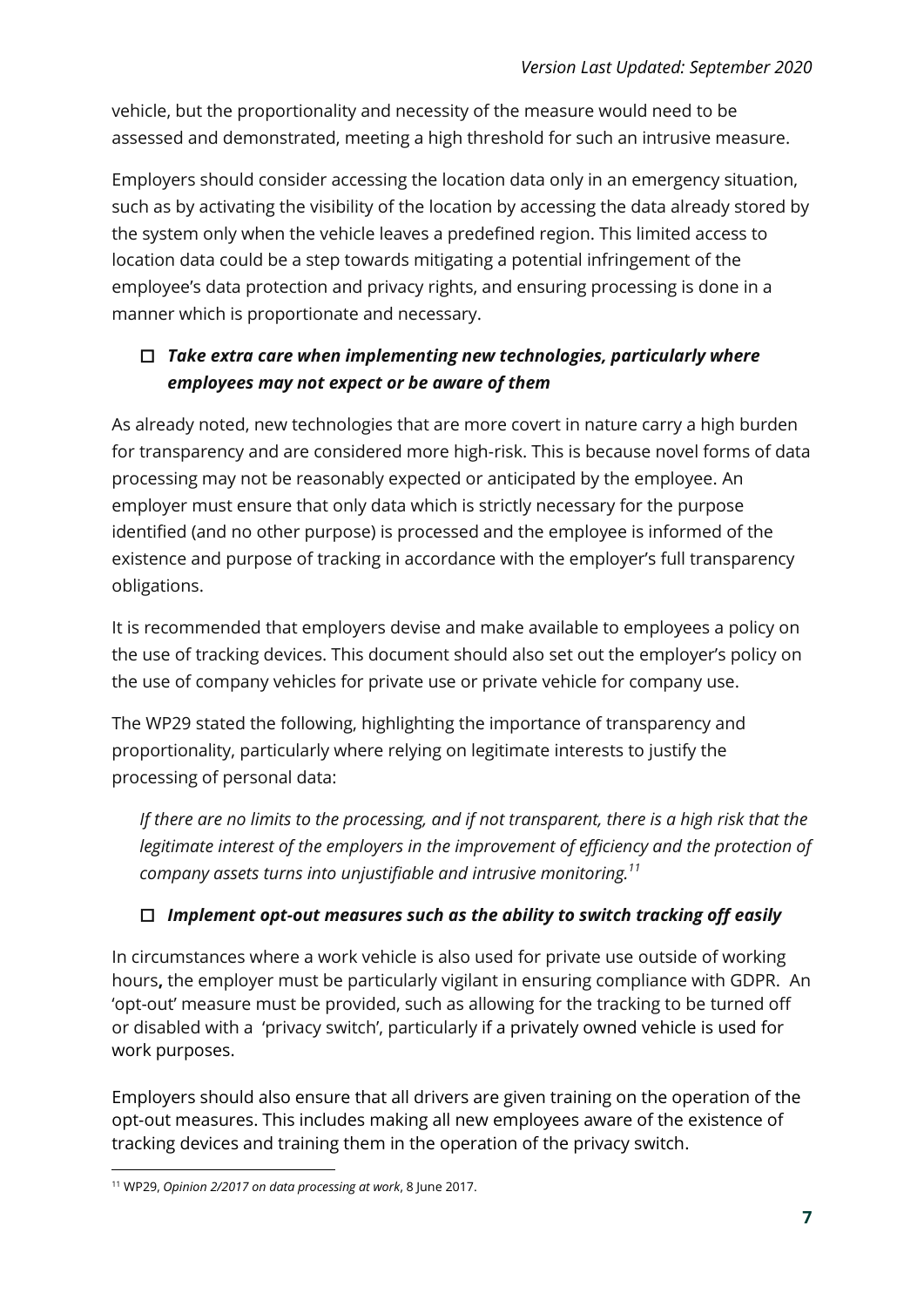vehicle, but the proportionality and necessity of the measure would need to be assessed and demonstrated, meeting a high threshold for such an intrusive measure.

Employers should consider accessing the location data only in an emergency situation, such as by activating the visibility of the location by accessing the data already stored by the system only when the vehicle leaves a predefined region. This limited access to location data could be a step towards mitigating a potential infringement of the employee's data protection and privacy rights, and ensuring processing is done in a manner which is proportionate and necessary.

- ☐ ***Take extra care when implementing new technologies, particularly where employees may not expect or be aware of them***

As already noted, new technologies that are more covert in nature carry a high burden for transparency and are considered more high-risk. This is because novel forms of data processing may not be reasonably expected or anticipated by the employee. An employer must ensure that only data which is strictly necessary for the purpose identified (and no other purpose) is processed and the employee is informed of the existence and purpose of tracking in accordance with the employer's full transparency obligations.

It is recommended that employers devise and make available to employees a policy on the use of tracking devices. This document should also set out the employer's policy on the use of company vehicles for private use or private vehicle for company use.

The WP29 stated the following, highlighting the importance of transparency and proportionality, particularly where relying on legitimate interests to justify the processing of personal data:

> *If there are no limits to the processing, and if not transparent, there is a high risk that the legitimate interest of the employers in the improvement of efficiency and the protection of company assets turns into unjustifiable and intrusive monitoring.*[11]

- ☐ ***Implement opt-out measures such as the ability to switch tracking off easily***

In circumstances where a work vehicle is also used for private use outside of working hours**,** the employer must be particularly vigilant in ensuring compliance with GDPR. An 'opt-out' measure must be provided, such as allowing for the tracking to be turned off or disabled with a 'privacy switch', particularly if a privately owned vehicle is used for work purposes.

Employers should also ensure that all drivers are given training on the operation of the opt-out measures. This includes making all new employees aware of the existence of tracking devices and training them in the operation of the privacy switch.

---

[11] WP29, *Opinion 2/2017 on data processing at work*, 8 June 2017.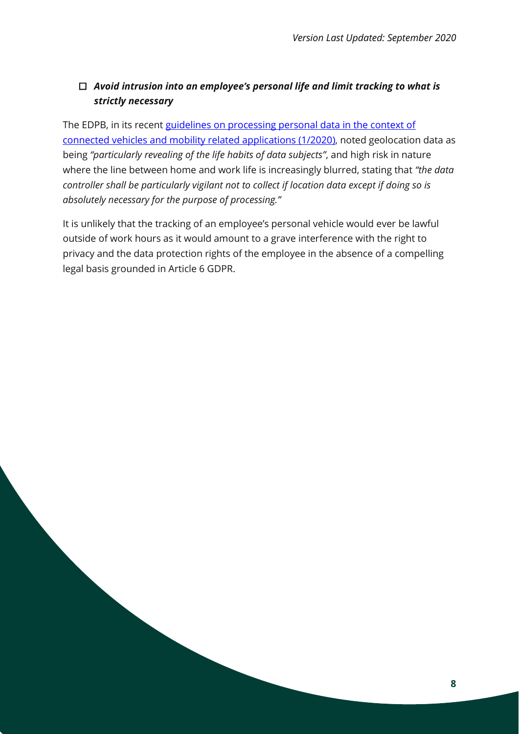- [ ] ***Avoid intrusion into an employee's personal life and limit tracking to what is strictly necessary***

The EDPB, in its recent [guidelines on processing personal data in the context of connected vehicles and mobility related applications (1/2020)](), noted geolocation data as being *"particularly revealing of the life habits of data subjects"*, and high risk in nature where the line between home and work life is increasingly blurred, stating that *"the data controller shall be particularly vigilant not to collect if location data except if doing so is absolutely necessary for the purpose of processing."*

It is unlikely that the tracking of an employee's personal vehicle would ever be lawful outside of work hours as it would amount to a grave interference with the right to privacy and the data protection rights of the employee in the absence of a compelling legal basis grounded in Article 6 GDPR.